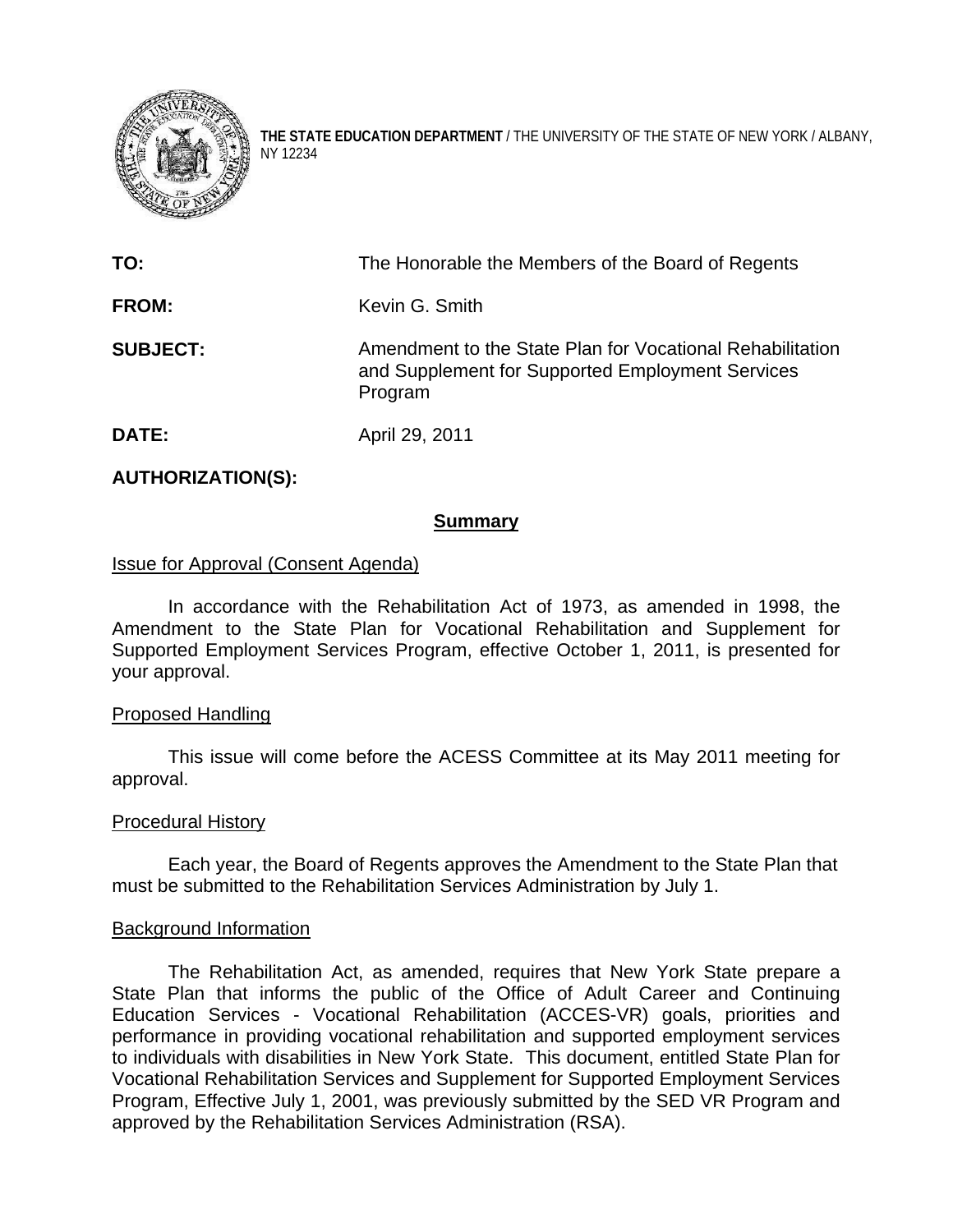**THE STATE EDUCATION DEPARTMENT** / THE UNIVERSITY OF THE STATE OF NEW YORK / ALBANY, NY 12234

**TO:** The Honorable the Members of the Board of Regents

**FROM:** Kevin G. Smith

**SUBJECT:** Amendment to the State Plan for Vocational Rehabilitation and Supplement for Supported Employment Services Program

**DATE:** April 29, 2011

**AUTHORIZATION(S):**

## Summary

Issue for Approval (Consent Agenda)

In accordance with the Rehabilitation Act of 1973, as amended in 1998, the Amendment to the State Plan for Vocational Rehabilitation and Supplement for Supported Employment Services Program, effective October 1, 2011, is presented for your approval.

Proposed Handling

This issue will come before the ACESS Committee at its May 2011 meeting for approval.

Procedural History

Each year, the Board of Regents approves the Amendment to the State Plan that must be submitted to the Rehabilitation Services Administration by July 1.

Background Information

The Rehabilitation Act, as amended, requires that New York State prepare a State Plan that informs the public of the Office of Adult Career and Continuing Education Services - Vocational Rehabilitation (ACCES-VR) goals, priorities and performance in providing vocational rehabilitation and supported employment services to individuals with disabilities in New York State. This document, entitled State Plan for Vocational Rehabilitation Services and Supplement for Supported Employment Services Program, Effective July 1, 2001, was previously submitted by the SED VR Program and approved by the Rehabilitation Services Administration (RSA).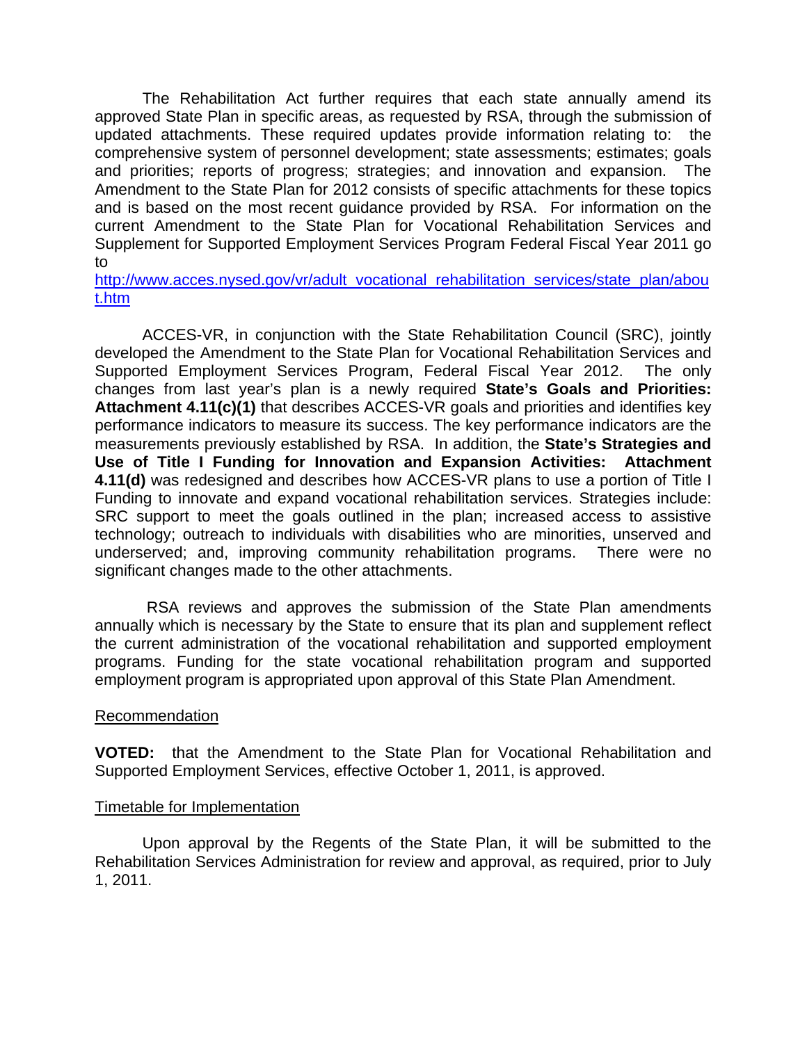The Rehabilitation Act further requires that each state annually amend its approved State Plan in specific areas, as requested by RSA, through the submission of updated attachments. These required updates provide information relating to: the comprehensive system of personnel development; state assessments; estimates; goals and priorities; reports of progress; strategies; and innovation and expansion. The Amendment to the State Plan for 2012 consists of specific attachments for these topics and is based on the most recent guidance provided by RSA. For information on the current Amendment to the State Plan for Vocational Rehabilitation Services and Supplement for Supported Employment Services Program Federal Fiscal Year 2011 go to [http://www.acces.nysed.gov/vr/adult_vocational_rehabilitation_services/state_plan/about.htm](http://www.acces.nysed.gov/vr/adult_vocational_rehabilitation_services/state_plan/about.htm)

ACCES-VR, in conjunction with the State Rehabilitation Council (SRC), jointly developed the Amendment to the State Plan for Vocational Rehabilitation Services and Supported Employment Services Program, Federal Fiscal Year 2012. The only changes from last year's plan is a newly required **State's Goals and Priorities: Attachment 4.11(c)(1)** that describes ACCES-VR goals and priorities and identifies key performance indicators to measure its success. The key performance indicators are the measurements previously established by RSA. In addition, the **State's Strategies and Use of Title I Funding for Innovation and Expansion Activities: Attachment 4.11(d)** was redesigned and describes how ACCES-VR plans to use a portion of Title I Funding to innovate and expand vocational rehabilitation services. Strategies include: SRC support to meet the goals outlined in the plan; increased access to assistive technology; outreach to individuals with disabilities who are minorities, unserved and underserved; and, improving community rehabilitation programs. There were no significant changes made to the other attachments.

RSA reviews and approves the submission of the State Plan amendments annually which is necessary by the State to ensure that its plan and supplement reflect the current administration of the vocational rehabilitation and supported employment programs. Funding for the state vocational rehabilitation program and supported employment program is appropriated upon approval of this State Plan Amendment.

## Recommendation

**VOTED:** that the Amendment to the State Plan for Vocational Rehabilitation and Supported Employment Services, effective October 1, 2011, is approved.

## Timetable for Implementation

Upon approval by the Regents of the State Plan, it will be submitted to the Rehabilitation Services Administration for review and approval, as required, prior to July 1, 2011.